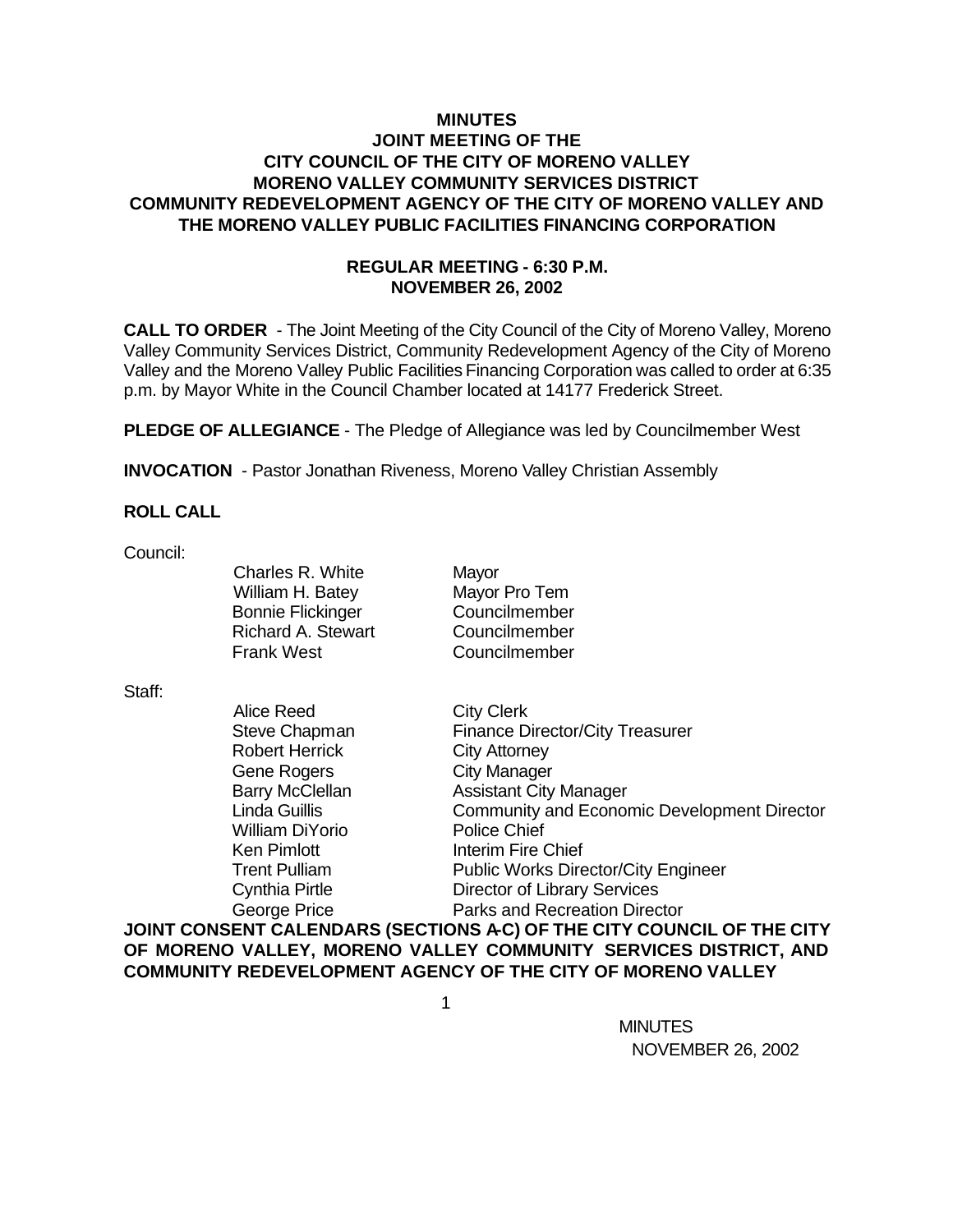# MINUTES
## JOINT MEETING OF THE
## CITY COUNCIL OF THE CITY OF MORENO VALLEY
## MORENO VALLEY COMMUNITY SERVICES DISTRICT
## COMMUNITY REDEVELOPMENT AGENCY OF THE CITY OF MORENO VALLEY AND
## THE MORENO VALLEY PUBLIC FACILITIES FINANCING CORPORATION

### REGULAR MEETING - 6:30 P.M.
### NOVEMBER 26, 2002

**CALL TO ORDER** - The Joint Meeting of the City Council of the City of Moreno Valley, Moreno Valley Community Services District, Community Redevelopment Agency of the City of Moreno Valley and the Moreno Valley Public Facilities Financing Corporation was called to order at 6:35 p.m. by Mayor White in the Council Chamber located at 14177 Frederick Street.

**PLEDGE OF ALLEGIANCE** - The Pledge of Allegiance was led by Councilmember West

**INVOCATION** - Pastor Jonathan Riveness, Moreno Valley Christian Assembly

**ROLL CALL**

Council:

| | |
|---|---|
| Charles R. White | Mayor |
| William H. Batey | Mayor Pro Tem |
| Bonnie Flickinger | Councilmember |
| Richard A. Stewart | Councilmember |
| Frank West | Councilmember |

Staff:

| | |
|---|---|
| Alice Reed | City Clerk |
| Steve Chapman | Finance Director/City Treasurer |
| Robert Herrick | City Attorney |
| Gene Rogers | City Manager |
| Barry McClellan | Assistant City Manager |
| Linda Guillis | Community and Economic Development Director |
| William DiYorio | Police Chief |
| Ken Pimlott | Interim Fire Chief |
| Trent Pulliam | Public Works Director/City Engineer |
| Cynthia Pirtle | Director of Library Services |
| George Price | Parks and Recreation Director |

**JOINT CONSENT CALENDARS (SECTIONS A-C) OF THE CITY COUNCIL OF THE CITY OF MORENO VALLEY, MORENO VALLEY COMMUNITY SERVICES DISTRICT, AND COMMUNITY REDEVELOPMENT AGENCY OF THE CITY OF MORENO VALLEY**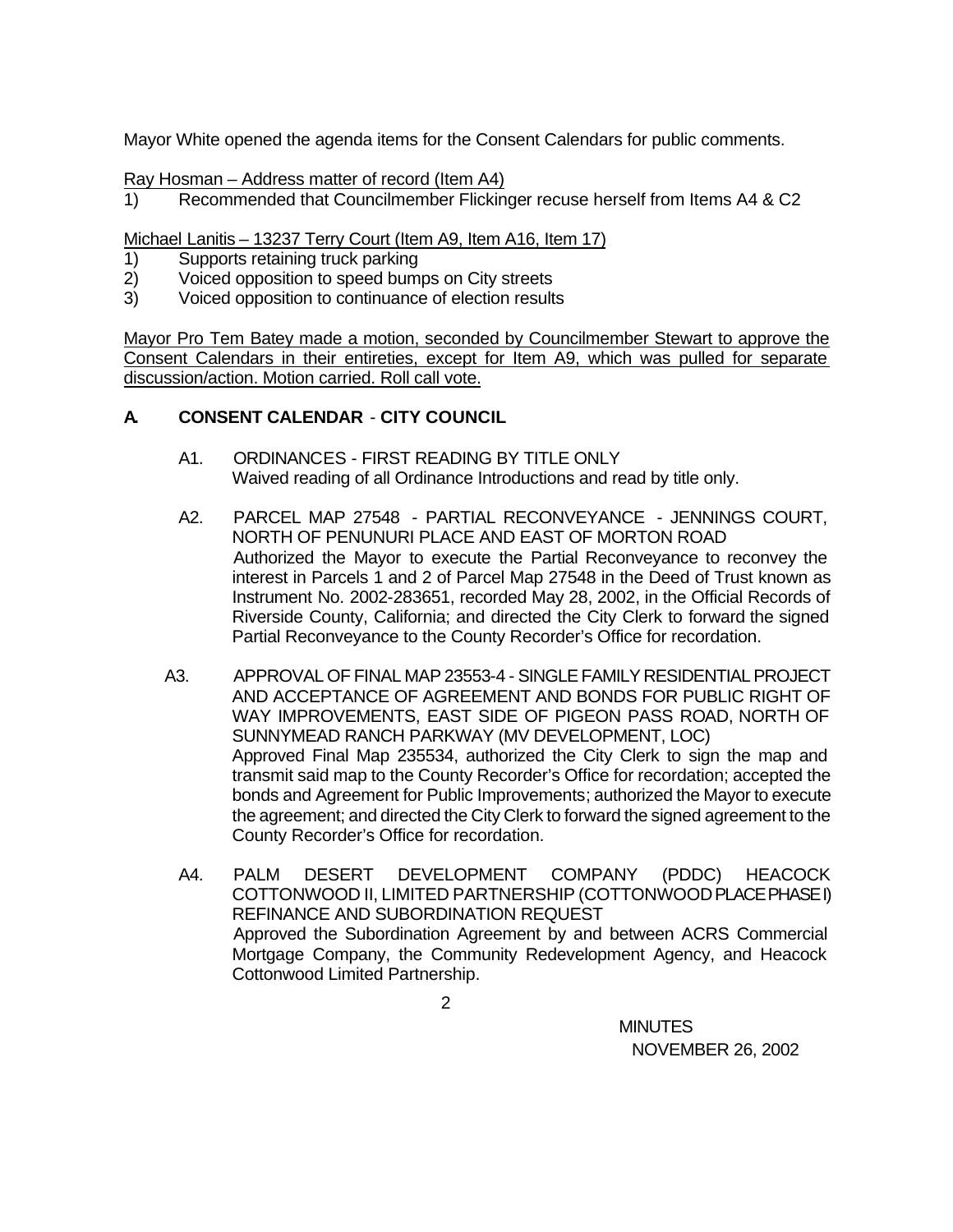Mayor White opened the agenda items for the Consent Calendars for public comments.

Ray Hosman – Address matter of record (Item A4)

1) Recommended that Councilmember Flickinger recuse herself from Items A4 & C2

Michael Lanitis – 13237 Terry Court (Item A9, Item A16, Item 17)

1) Supports retaining truck parking
2) Voiced opposition to speed bumps on City streets
3) Voiced opposition to continuance of election results

Mayor Pro Tem Batey made a motion, seconded by Councilmember Stewart to approve the Consent Calendars in their entireties, except for Item A9, which was pulled for separate discussion/action. Motion carried. Roll call vote.

## A. CONSENT CALENDAR - CITY COUNCIL

A1. ORDINANCES - FIRST READING BY TITLE ONLY
Waived reading of all Ordinance Introductions and read by title only.

A2. PARCEL MAP 27548 - PARTIAL RECONVEYANCE - JENNINGS COURT, NORTH OF PENUNURI PLACE AND EAST OF MORTON ROAD
Authorized the Mayor to execute the Partial Reconveyance to reconvey the interest in Parcels 1 and 2 of Parcel Map 27548 in the Deed of Trust known as Instrument No. 2002-283651, recorded May 28, 2002, in the Official Records of Riverside County, California; and directed the City Clerk to forward the signed Partial Reconveyance to the County Recorder's Office for recordation.

A3. APPROVAL OF FINAL MAP 23553-4 - SINGLE FAMILY RESIDENTIAL PROJECT AND ACCEPTANCE OF AGREEMENT AND BONDS FOR PUBLIC RIGHT OF WAY IMPROVEMENTS, EAST SIDE OF PIGEON PASS ROAD, NORTH OF SUNNYMEAD RANCH PARKWAY (MV DEVELOPMENT, LOC)
Approved Final Map 235534, authorized the City Clerk to sign the map and transmit said map to the County Recorder's Office for recordation; accepted the bonds and Agreement for Public Improvements; authorized the Mayor to execute the agreement; and directed the City Clerk to forward the signed agreement to the County Recorder's Office for recordation.

A4. PALM DESERT DEVELOPMENT COMPANY (PDDC) HEACOCK COTTONWOOD II, LIMITED PARTNERSHIP (COTTONWOOD PLACE PHASE I) REFINANCE AND SUBORDINATION REQUEST
Approved the Subordination Agreement by and between ACRS Commercial Mortgage Company, the Community Redevelopment Agency, and Heacock Cottonwood Limited Partnership.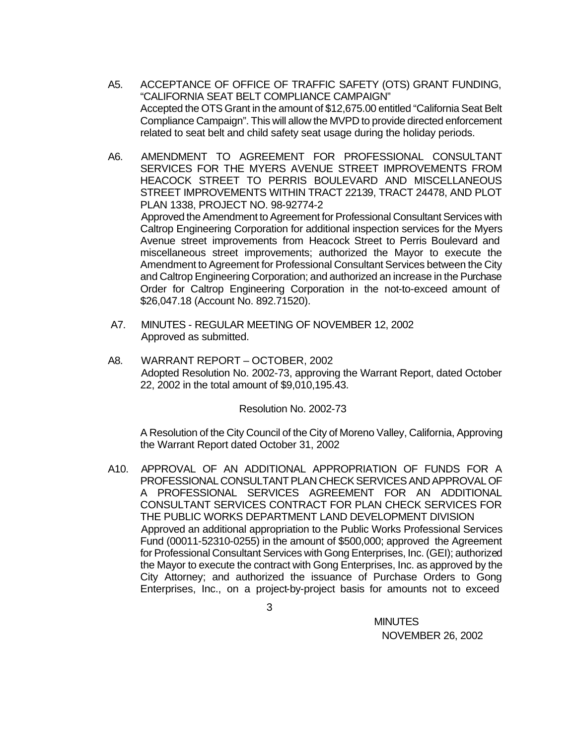A5. ACCEPTANCE OF OFFICE OF TRAFFIC SAFETY (OTS) GRANT FUNDING, "CALIFORNIA SEAT BELT COMPLIANCE CAMPAIGN"
Accepted the OTS Grant in the amount of $12,675.00 entitled "California Seat Belt Compliance Campaign". This will allow the MVPD to provide directed enforcement related to seat belt and child safety seat usage during the holiday periods.

A6. AMENDMENT TO AGREEMENT FOR PROFESSIONAL CONSULTANT SERVICES FOR THE MYERS AVENUE STREET IMPROVEMENTS FROM HEACOCK STREET TO PERRIS BOULEVARD AND MISCELLANEOUS STREET IMPROVEMENTS WITHIN TRACT 22139, TRACT 24478, AND PLOT PLAN 1338, PROJECT NO. 98-92774-2
Approved the Amendment to Agreement for Professional Consultant Services with Caltrop Engineering Corporation for additional inspection services for the Myers Avenue street improvements from Heacock Street to Perris Boulevard and miscellaneous street improvements; authorized the Mayor to execute the Amendment to Agreement for Professional Consultant Services between the City and Caltrop Engineering Corporation; and authorized an increase in the Purchase Order for Caltrop Engineering Corporation in the not-to-exceed amount of $26,047.18 (Account No. 892.71520).

A7. MINUTES - REGULAR MEETING OF NOVEMBER 12, 2002
Approved as submitted.

A8. WARRANT REPORT – OCTOBER, 2002
Adopted Resolution No. 2002-73, approving the Warrant Report, dated October 22, 2002 in the total amount of $9,010,195.43.

Resolution No. 2002-73

A Resolution of the City Council of the City of Moreno Valley, California, Approving the Warrant Report dated October 31, 2002

A10. APPROVAL OF AN ADDITIONAL APPROPRIATION OF FUNDS FOR A PROFESSIONAL CONSULTANT PLAN CHECK SERVICES AND APPROVAL OF A PROFESSIONAL SERVICES AGREEMENT FOR AN ADDITIONAL CONSULTANT SERVICES CONTRACT FOR PLAN CHECK SERVICES FOR THE PUBLIC WORKS DEPARTMENT LAND DEVELOPMENT DIVISION
Approved an additional appropriation to the Public Works Professional Services Fund (00011-52310-0255) in the amount of $500,000; approved the Agreement for Professional Consultant Services with Gong Enterprises, Inc. (GEI); authorized the Mayor to execute the contract with Gong Enterprises, Inc. as approved by the City Attorney; and authorized the issuance of Purchase Orders to Gong Enterprises, Inc., on a project-by-project basis for amounts not to exceed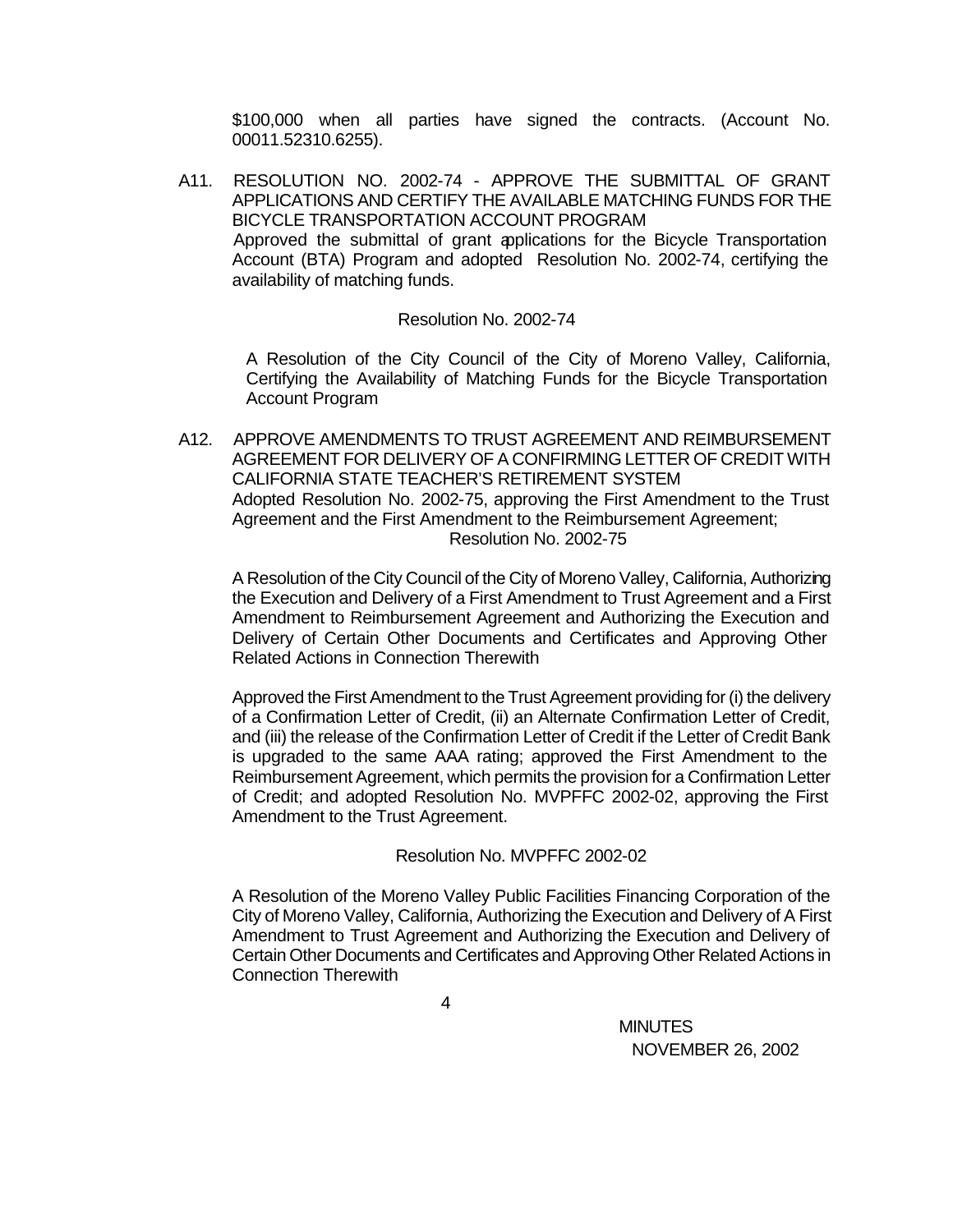$100,000 when all parties have signed the contracts. (Account No. 00011.52310.6255).

A11. RESOLUTION NO. 2002-74 - APPROVE THE SUBMITTAL OF GRANT APPLICATIONS AND CERTIFY THE AVAILABLE MATCHING FUNDS FOR THE BICYCLE TRANSPORTATION ACCOUNT PROGRAM

Approved the submittal of grant applications for the Bicycle Transportation Account (BTA) Program and adopted Resolution No. 2002-74, certifying the availability of matching funds.

Resolution No. 2002-74

A Resolution of the City Council of the City of Moreno Valley, California, Certifying the Availability of Matching Funds for the Bicycle Transportation Account Program

A12. APPROVE AMENDMENTS TO TRUST AGREEMENT AND REIMBURSEMENT AGREEMENT FOR DELIVERY OF A CONFIRMING LETTER OF CREDIT WITH CALIFORNIA STATE TEACHER'S RETIREMENT SYSTEM

Adopted Resolution No. 2002-75, approving the First Amendment to the Trust Agreement and the First Amendment to the Reimbursement Agreement;

Resolution No. 2002-75

A Resolution of the City Council of the City of Moreno Valley, California, Authorizing the Execution and Delivery of a First Amendment to Trust Agreement and a First Amendment to Reimbursement Agreement and Authorizing the Execution and Delivery of Certain Other Documents and Certificates and Approving Other Related Actions in Connection Therewith

Approved the First Amendment to the Trust Agreement providing for (i) the delivery of a Confirmation Letter of Credit, (ii) an Alternate Confirmation Letter of Credit, and (iii) the release of the Confirmation Letter of Credit if the Letter of Credit Bank is upgraded to the same AAA rating; approved the First Amendment to the Reimbursement Agreement, which permits the provision for a Confirmation Letter of Credit; and adopted Resolution No. MVPFFC 2002-02, approving the First Amendment to the Trust Agreement.

Resolution No. MVPFFC 2002-02

A Resolution of the Moreno Valley Public Facilities Financing Corporation of the City of Moreno Valley, California, Authorizing the Execution and Delivery of A First Amendment to Trust Agreement and Authorizing the Execution and Delivery of Certain Other Documents and Certificates and Approving Other Related Actions in Connection Therewith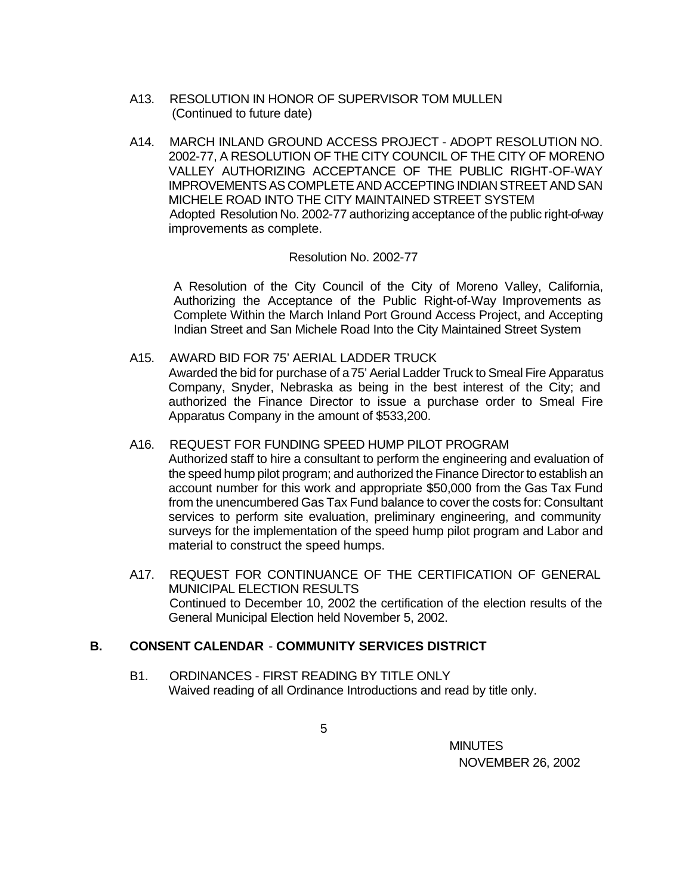A13. RESOLUTION IN HONOR OF SUPERVISOR TOM MULLEN
(Continued to future date)

A14. MARCH INLAND GROUND ACCESS PROJECT - ADOPT RESOLUTION NO. 2002-77, A RESOLUTION OF THE CITY COUNCIL OF THE CITY OF MORENO VALLEY AUTHORIZING ACCEPTANCE OF THE PUBLIC RIGHT-OF-WAY IMPROVEMENTS AS COMPLETE AND ACCEPTING INDIAN STREET AND SAN MICHELE ROAD INTO THE CITY MAINTAINED STREET SYSTEM
Adopted Resolution No. 2002-77 authorizing acceptance of the public right-of-way improvements as complete.

Resolution No. 2002-77

A Resolution of the City Council of the City of Moreno Valley, California, Authorizing the Acceptance of the Public Right-of-Way Improvements as Complete Within the March Inland Port Ground Access Project, and Accepting Indian Street and San Michele Road Into the City Maintained Street System

A15. AWARD BID FOR 75' AERIAL LADDER TRUCK
Awarded the bid for purchase of a 75' Aerial Ladder Truck to Smeal Fire Apparatus Company, Snyder, Nebraska as being in the best interest of the City; and authorized the Finance Director to issue a purchase order to Smeal Fire Apparatus Company in the amount of $533,200.

A16. REQUEST FOR FUNDING SPEED HUMP PILOT PROGRAM
Authorized staff to hire a consultant to perform the engineering and evaluation of the speed hump pilot program; and authorized the Finance Director to establish an account number for this work and appropriate $50,000 from the Gas Tax Fund from the unencumbered Gas Tax Fund balance to cover the costs for: Consultant services to perform site evaluation, preliminary engineering, and community surveys for the implementation of the speed hump pilot program and Labor and material to construct the speed humps.

A17. REQUEST FOR CONTINUANCE OF THE CERTIFICATION OF GENERAL MUNICIPAL ELECTION RESULTS
Continued to December 10, 2002 the certification of the election results of the General Municipal Election held November 5, 2002.

## B. CONSENT CALENDAR - COMMUNITY SERVICES DISTRICT

B1. ORDINANCES - FIRST READING BY TITLE ONLY
Waived reading of all Ordinance Introductions and read by title only.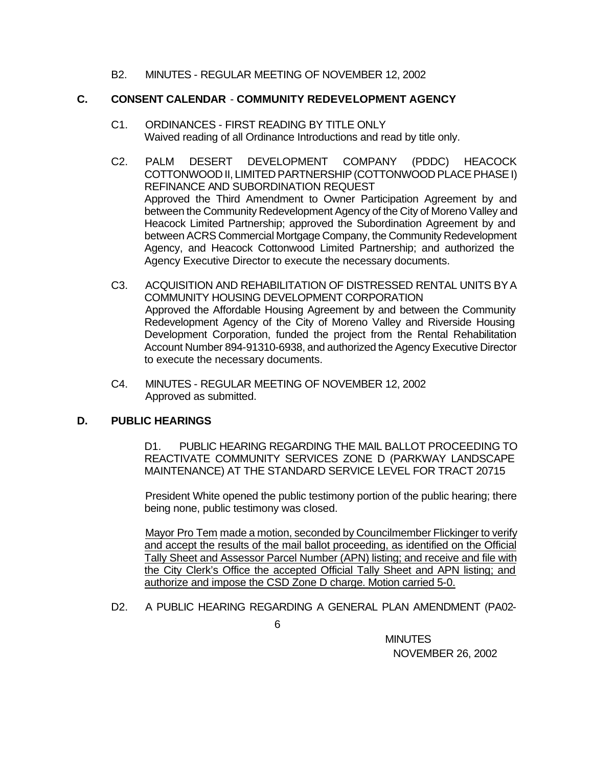B2. MINUTES - REGULAR MEETING OF NOVEMBER 12, 2002

**C. CONSENT CALENDAR - COMMUNITY REDEVELOPMENT AGENCY**

C1. ORDINANCES - FIRST READING BY TITLE ONLY
Waived reading of all Ordinance Introductions and read by title only.

C2. PALM DESERT DEVELOPMENT COMPANY (PDDC) HEACOCK COTTONWOOD II, LIMITED PARTNERSHIP (COTTONWOOD PLACE PHASE I) REFINANCE AND SUBORDINATION REQUEST
Approved the Third Amendment to Owner Participation Agreement by and between the Community Redevelopment Agency of the City of Moreno Valley and Heacock Limited Partnership; approved the Subordination Agreement by and between ACRS Commercial Mortgage Company, the Community Redevelopment Agency, and Heacock Cottonwood Limited Partnership; and authorized the Agency Executive Director to execute the necessary documents.

C3. ACQUISITION AND REHABILITATION OF DISTRESSED RENTAL UNITS BY A COMMUNITY HOUSING DEVELOPMENT CORPORATION
Approved the Affordable Housing Agreement by and between the Community Redevelopment Agency of the City of Moreno Valley and Riverside Housing Development Corporation, funded the project from the Rental Rehabilitation Account Number 894-91310-6938, and authorized the Agency Executive Director to execute the necessary documents.

C4. MINUTES - REGULAR MEETING OF NOVEMBER 12, 2002
Approved as submitted.

**D. PUBLIC HEARINGS**

D1. PUBLIC HEARING REGARDING THE MAIL BALLOT PROCEEDING TO REACTIVATE COMMUNITY SERVICES ZONE D (PARKWAY LANDSCAPE MAINTENANCE) AT THE STANDARD SERVICE LEVEL FOR TRACT 20715

President White opened the public testimony portion of the public hearing; there being none, public testimony was closed.

Mayor Pro Tem made a motion, seconded by Councilmember Flickinger to verify and accept the results of the mail ballot proceeding, as identified on the Official Tally Sheet and Assessor Parcel Number (APN) listing; and receive and file with the City Clerk's Office the accepted Official Tally Sheet and APN listing; and authorize and impose the CSD Zone D charge. Motion carried 5-0.

D2. A PUBLIC HEARING REGARDING A GENERAL PLAN AMENDMENT (PA02-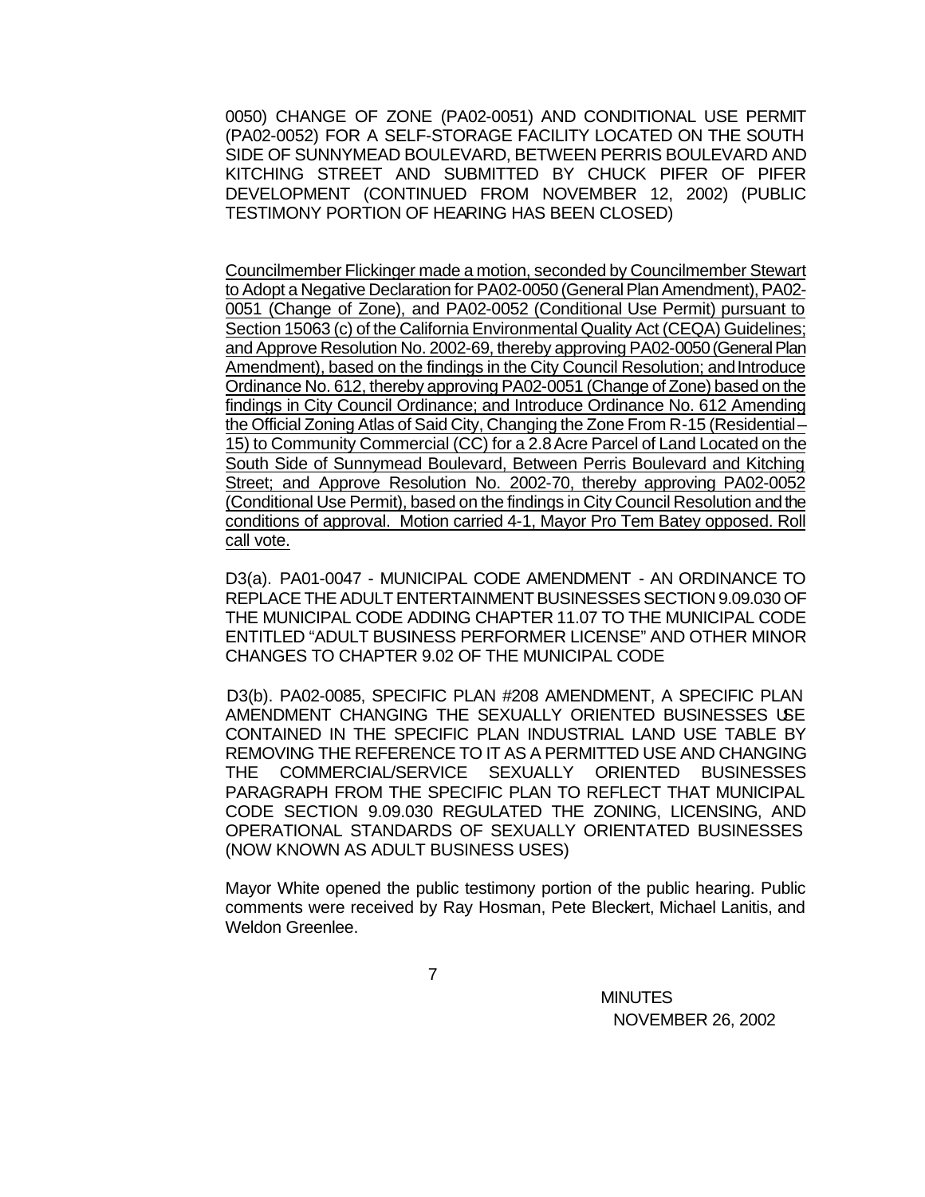0050) CHANGE OF ZONE (PA02-0051) AND CONDITIONAL USE PERMIT (PA02-0052) FOR A SELF-STORAGE FACILITY LOCATED ON THE SOUTH SIDE OF SUNNYMEAD BOULEVARD, BETWEEN PERRIS BOULEVARD AND KITCHING STREET AND SUBMITTED BY CHUCK PIFER OF PIFER DEVELOPMENT (CONTINUED FROM NOVEMBER 12, 2002) (PUBLIC TESTIMONY PORTION OF HEARING HAS BEEN CLOSED)

<u>Councilmember Flickinger made a motion, seconded by Councilmember Stewart to Adopt a Negative Declaration for PA02-0050 (General Plan Amendment), PA02-0051 (Change of Zone), and PA02-0052 (Conditional Use Permit) pursuant to Section 15063 (c) of the California Environmental Quality Act (CEQA) Guidelines; and Approve Resolution No. 2002-69, thereby approving PA02-0050 (General Plan Amendment), based on the findings in the City Council Resolution; and Introduce Ordinance No. 612, thereby approving PA02-0051 (Change of Zone) based on the findings in City Council Ordinance; and Introduce Ordinance No. 612 Amending the Official Zoning Atlas of Said City, Changing the Zone From R-15 (Residential – 15) to Community Commercial (CC) for a 2.8 Acre Parcel of Land Located on the South Side of Sunnymead Boulevard, Between Perris Boulevard and Kitching Street; and Approve Resolution No. 2002-70, thereby approving PA02-0052 (Conditional Use Permit), based on the findings in City Council Resolution and the conditions of approval. Motion carried 4-1, Mayor Pro Tem Batey opposed. Roll call vote.</u>

D3(a). PA01-0047 - MUNICIPAL CODE AMENDMENT - AN ORDINANCE TO REPLACE THE ADULT ENTERTAINMENT BUSINESSES SECTION 9.09.030 OF THE MUNICIPAL CODE ADDING CHAPTER 11.07 TO THE MUNICIPAL CODE ENTITLED "ADULT BUSINESS PERFORMER LICENSE" AND OTHER MINOR CHANGES TO CHAPTER 9.02 OF THE MUNICIPAL CODE

D3(b). PA02-0085, SPECIFIC PLAN #208 AMENDMENT, A SPECIFIC PLAN AMENDMENT CHANGING THE SEXUALLY ORIENTED BUSINESSES USE CONTAINED IN THE SPECIFIC PLAN INDUSTRIAL LAND USE TABLE BY REMOVING THE REFERENCE TO IT AS A PERMITTED USE AND CHANGING THE COMMERCIAL/SERVICE SEXUALLY ORIENTED BUSINESSES PARAGRAPH FROM THE SPECIFIC PLAN TO REFLECT THAT MUNICIPAL CODE SECTION 9.09.030 REGULATED THE ZONING, LICENSING, AND OPERATIONAL STANDARDS OF SEXUALLY ORIENTATED BUSINESSES (NOW KNOWN AS ADULT BUSINESS USES)

Mayor White opened the public testimony portion of the public hearing. Public comments were received by Ray Hosman, Pete Bleckert, Michael Lanitis, and Weldon Greenlee.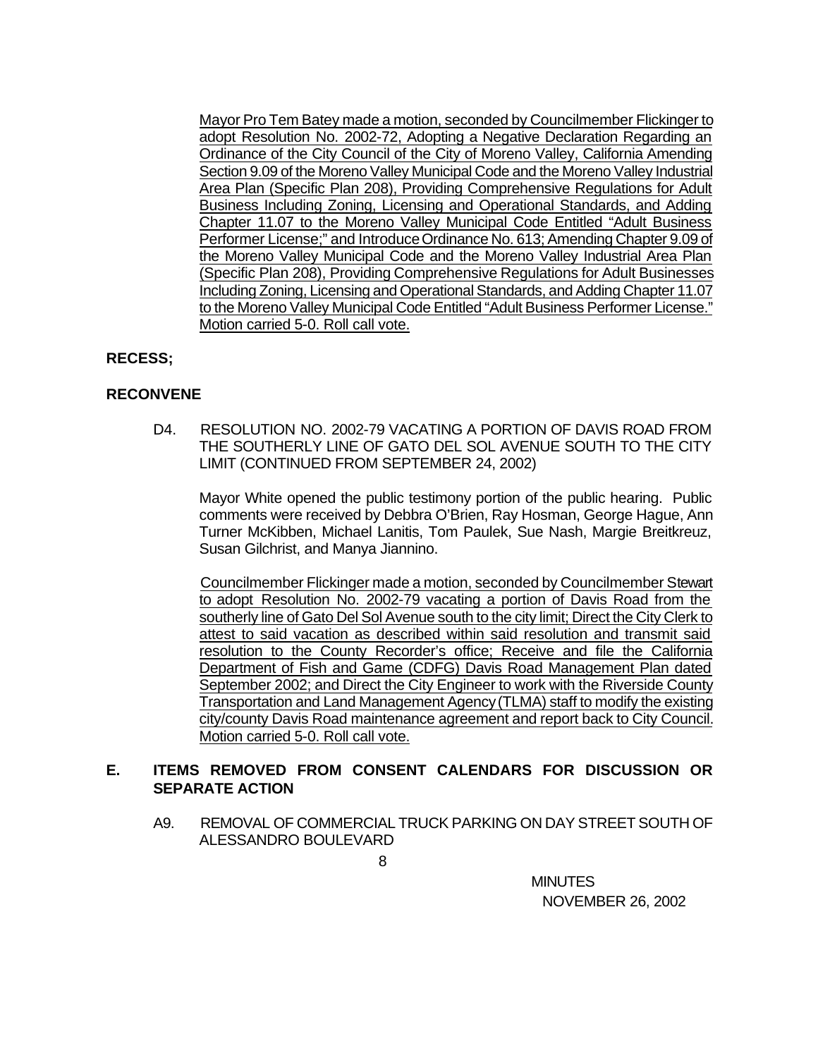Mayor Pro Tem Batey made a motion, seconded by Councilmember Flickinger to adopt Resolution No. 2002-72, Adopting a Negative Declaration Regarding an Ordinance of the City Council of the City of Moreno Valley, California Amending Section 9.09 of the Moreno Valley Municipal Code and the Moreno Valley Industrial Area Plan (Specific Plan 208), Providing Comprehensive Regulations for Adult Business Including Zoning, Licensing and Operational Standards, and Adding Chapter 11.07 to the Moreno Valley Municipal Code Entitled "Adult Business Performer License;" and Introduce Ordinance No. 613; Amending Chapter 9.09 of the Moreno Valley Municipal Code and the Moreno Valley Industrial Area Plan (Specific Plan 208), Providing Comprehensive Regulations for Adult Businesses Including Zoning, Licensing and Operational Standards, and Adding Chapter 11.07 to the Moreno Valley Municipal Code Entitled "Adult Business Performer License." Motion carried 5-0. Roll call vote.

**RECESS;**

**RECONVENE**

D4. RESOLUTION NO. 2002-79 VACATING A PORTION OF DAVIS ROAD FROM THE SOUTHERLY LINE OF GATO DEL SOL AVENUE SOUTH TO THE CITY LIMIT (CONTINUED FROM SEPTEMBER 24, 2002)

Mayor White opened the public testimony portion of the public hearing. Public comments were received by Debbra O'Brien, Ray Hosman, George Hague, Ann Turner McKibben, Michael Lanitis, Tom Paulek, Sue Nash, Margie Breitkreuz, Susan Gilchrist, and Manya Jiannino.

Councilmember Flickinger made a motion, seconded by Councilmember Stewart to adopt Resolution No. 2002-79 vacating a portion of Davis Road from the southerly line of Gato Del Sol Avenue south to the city limit; Direct the City Clerk to attest to said vacation as described within said resolution and transmit said resolution to the County Recorder's office; Receive and file the California Department of Fish and Game (CDFG) Davis Road Management Plan dated September 2002; and Direct the City Engineer to work with the Riverside County Transportation and Land Management Agency (TLMA) staff to modify the existing city/county Davis Road maintenance agreement and report back to City Council. Motion carried 5-0. Roll call vote.

## E. ITEMS REMOVED FROM CONSENT CALENDARS FOR DISCUSSION OR SEPARATE ACTION

A9. REMOVAL OF COMMERCIAL TRUCK PARKING ON DAY STREET SOUTH OF ALESSANDRO BOULEVARD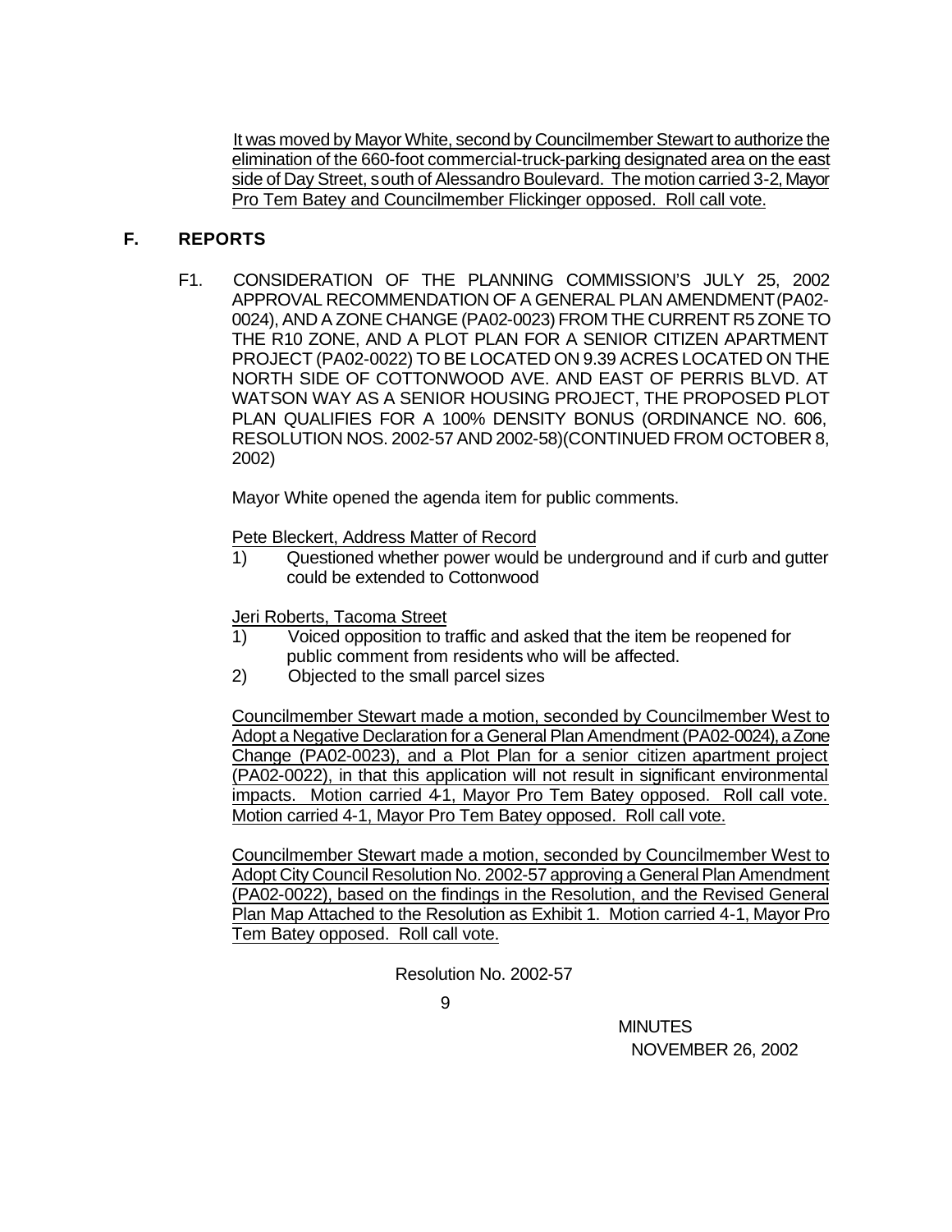It was moved by Mayor White, second by Councilmember Stewart to authorize the elimination of the 660-foot commercial-truck-parking designated area on the east side of Day Street, south of Alessandro Boulevard. The motion carried 3-2, Mayor Pro Tem Batey and Councilmember Flickinger opposed. Roll call vote.

## F. REPORTS

F1. CONSIDERATION OF THE PLANNING COMMISSION'S JULY 25, 2002 APPROVAL RECOMMENDATION OF A GENERAL PLAN AMENDMENT (PA02-0024), AND A ZONE CHANGE (PA02-0023) FROM THE CURRENT R5 ZONE TO THE R10 ZONE, AND A PLOT PLAN FOR A SENIOR CITIZEN APARTMENT PROJECT (PA02-0022) TO BE LOCATED ON 9.39 ACRES LOCATED ON THE NORTH SIDE OF COTTONWOOD AVE. AND EAST OF PERRIS BLVD. AT WATSON WAY AS A SENIOR HOUSING PROJECT, THE PROPOSED PLOT PLAN QUALIFIES FOR A 100% DENSITY BONUS (ORDINANCE NO. 606, RESOLUTION NOS. 2002-57 AND 2002-58)(CONTINUED FROM OCTOBER 8, 2002)

Mayor White opened the agenda item for public comments.

Pete Bleckert, Address Matter of Record

1) Questioned whether power would be underground and if curb and gutter could be extended to Cottonwood

Jeri Roberts, Tacoma Street

1) Voiced opposition to traffic and asked that the item be reopened for public comment from residents who will be affected.
2) Objected to the small parcel sizes

Councilmember Stewart made a motion, seconded by Councilmember West to Adopt a Negative Declaration for a General Plan Amendment (PA02-0024), a Zone Change (PA02-0023), and a Plot Plan for a senior citizen apartment project (PA02-0022), in that this application will not result in significant environmental impacts. Motion carried 4-1, Mayor Pro Tem Batey opposed. Roll call vote. Motion carried 4-1, Mayor Pro Tem Batey opposed. Roll call vote.

Councilmember Stewart made a motion, seconded by Councilmember West to Adopt City Council Resolution No. 2002-57 approving a General Plan Amendment (PA02-0022), based on the findings in the Resolution, and the Revised General Plan Map Attached to the Resolution as Exhibit 1. Motion carried 4-1, Mayor Pro Tem Batey opposed. Roll call vote.

Resolution No. 2002-57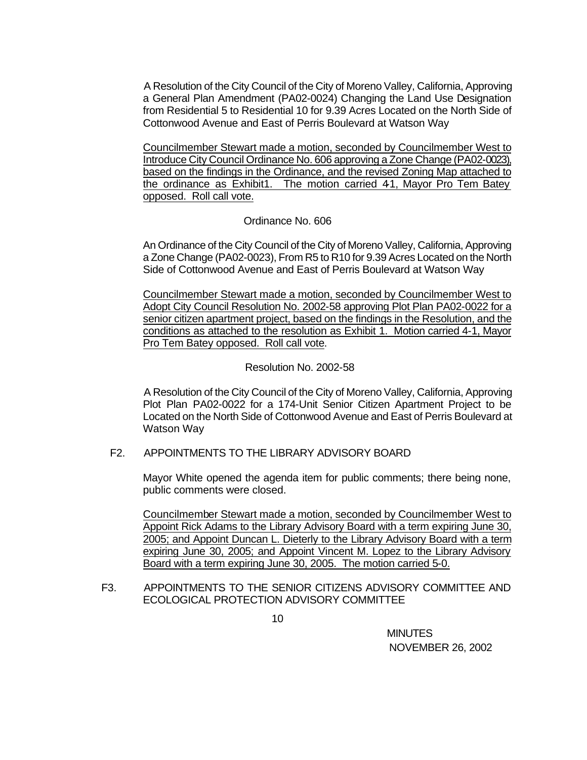A Resolution of the City Council of the City of Moreno Valley, California, Approving a General Plan Amendment (PA02-0024) Changing the Land Use Designation from Residential 5 to Residential 10 for 9.39 Acres Located on the North Side of Cottonwood Avenue and East of Perris Boulevard at Watson Way

<u>Councilmember Stewart made a motion, seconded by Councilmember West to Introduce City Council Ordinance No. 606 approving a Zone Change (PA02-0023), based on the findings in the Ordinance, and the revised Zoning Map attached to the ordinance as Exhibit1. The motion carried 4-1, Mayor Pro Tem Batey opposed. Roll call vote.</u>

Ordinance No. 606

An Ordinance of the City Council of the City of Moreno Valley, California, Approving a Zone Change (PA02-0023), From R5 to R10 for 9.39 Acres Located on the North Side of Cottonwood Avenue and East of Perris Boulevard at Watson Way

<u>Councilmember Stewart made a motion, seconded by Councilmember West to Adopt City Council Resolution No. 2002-58 approving Plot Plan PA02-0022 for a senior citizen apartment project, based on the findings in the Resolution, and the conditions as attached to the resolution as Exhibit 1. Motion carried 4-1, Mayor Pro Tem Batey opposed. Roll call vote</u>.

Resolution No. 2002-58

A Resolution of the City Council of the City of Moreno Valley, California, Approving Plot Plan PA02-0022 for a 174-Unit Senior Citizen Apartment Project to be Located on the North Side of Cottonwood Avenue and East of Perris Boulevard at Watson Way

F2. APPOINTMENTS TO THE LIBRARY ADVISORY BOARD

Mayor White opened the agenda item for public comments; there being none, public comments were closed.

<u>Councilmember Stewart made a motion, seconded by Councilmember West to Appoint Rick Adams to the Library Advisory Board with a term expiring June 30, 2005; and Appoint Duncan L. Dieterly to the Library Advisory Board with a term expiring June 30, 2005; and Appoint Vincent M. Lopez to the Library Advisory Board with a term expiring June 30, 2005. The motion carried 5-0.</u>

F3. APPOINTMENTS TO THE SENIOR CITIZENS ADVISORY COMMITTEE AND ECOLOGICAL PROTECTION ADVISORY COMMITTEE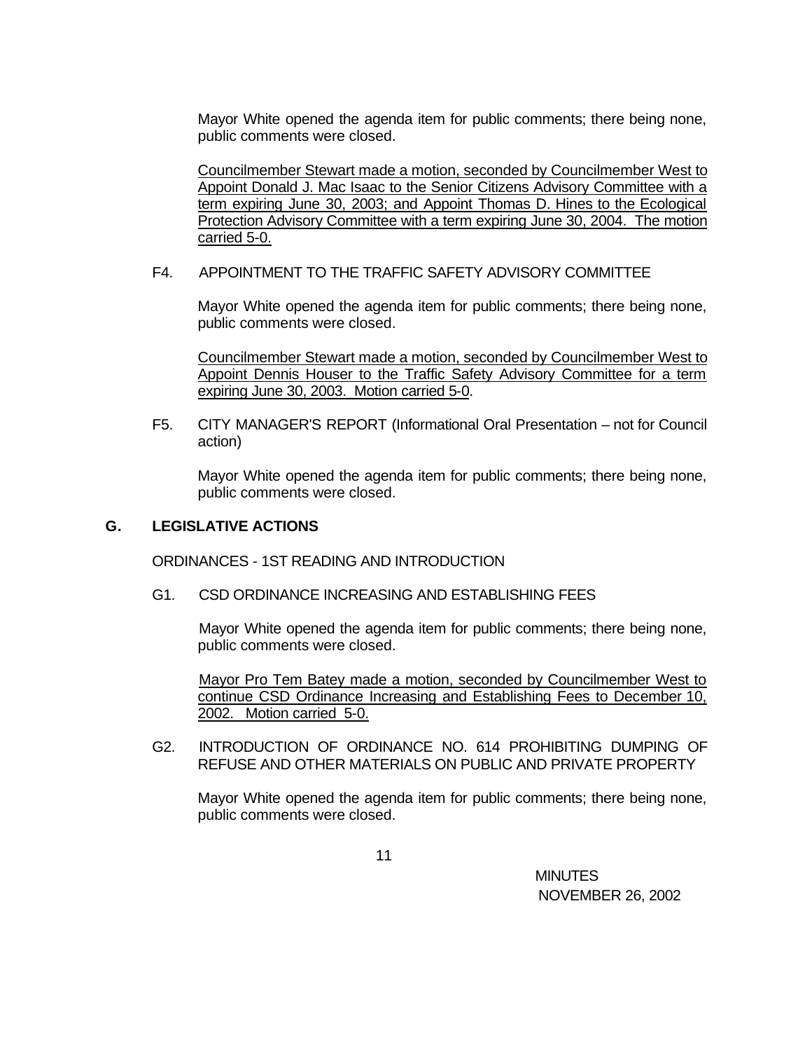Mayor White opened the agenda item for public comments; there being none, public comments were closed.

Councilmember Stewart made a motion, seconded by Councilmember West to Appoint Donald J. Mac Isaac to the Senior Citizens Advisory Committee with a term expiring June 30, 2003; and Appoint Thomas D. Hines to the Ecological Protection Advisory Committee with a term expiring June 30, 2004. The motion carried 5-0.

F4. APPOINTMENT TO THE TRAFFIC SAFETY ADVISORY COMMITTEE

Mayor White opened the agenda item for public comments; there being none, public comments were closed.

Councilmember Stewart made a motion, seconded by Councilmember West to Appoint Dennis Houser to the Traffic Safety Advisory Committee for a term expiring June 30, 2003. Motion carried 5-0.

F5. CITY MANAGER'S REPORT (Informational Oral Presentation – not for Council action)

Mayor White opened the agenda item for public comments; there being none, public comments were closed.

## G. LEGISLATIVE ACTIONS

ORDINANCES - 1ST READING AND INTRODUCTION

G1. CSD ORDINANCE INCREASING AND ESTABLISHING FEES

Mayor White opened the agenda item for public comments; there being none, public comments were closed.

Mayor Pro Tem Batey made a motion, seconded by Councilmember West to continue CSD Ordinance Increasing and Establishing Fees to December 10, 2002. Motion carried 5-0.

G2. INTRODUCTION OF ORDINANCE NO. 614 PROHIBITING DUMPING OF REFUSE AND OTHER MATERIALS ON PUBLIC AND PRIVATE PROPERTY

Mayor White opened the agenda item for public comments; there being none, public comments were closed.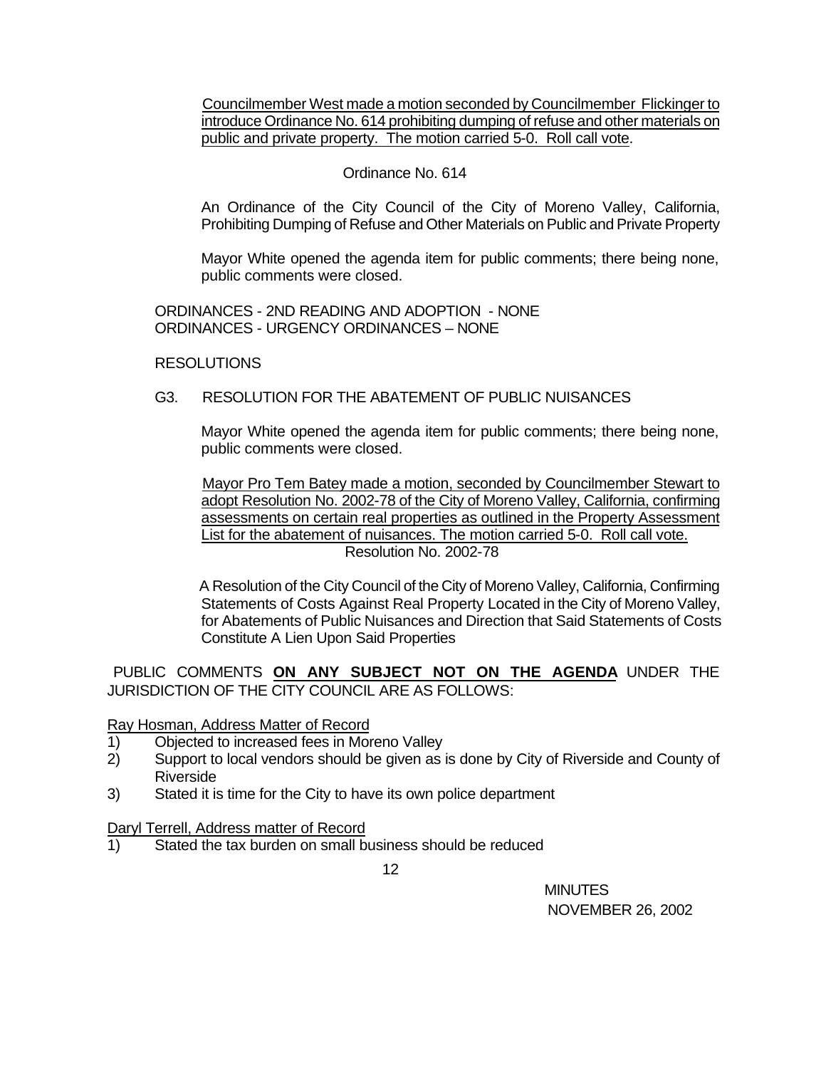Councilmember West made a motion seconded by Councilmember Flickinger to introduce Ordinance No. 614 prohibiting dumping of refuse and other materials on public and private property. The motion carried 5-0. Roll call vote.

Ordinance No. 614

An Ordinance of the City Council of the City of Moreno Valley, California, Prohibiting Dumping of Refuse and Other Materials on Public and Private Property

Mayor White opened the agenda item for public comments; there being none, public comments were closed.

ORDINANCES - 2ND READING AND ADOPTION - NONE
ORDINANCES - URGENCY ORDINANCES – NONE

RESOLUTIONS

G3. RESOLUTION FOR THE ABATEMENT OF PUBLIC NUISANCES

Mayor White opened the agenda item for public comments; there being none, public comments were closed.

Mayor Pro Tem Batey made a motion, seconded by Councilmember Stewart to adopt Resolution No. 2002-78 of the City of Moreno Valley, California, confirming assessments on certain real properties as outlined in the Property Assessment List for the abatement of nuisances. The motion carried 5-0. Roll call vote.

Resolution No. 2002-78

A Resolution of the City Council of the City of Moreno Valley, California, Confirming Statements of Costs Against Real Property Located in the City of Moreno Valley, for Abatements of Public Nuisances and Direction that Said Statements of Costs Constitute A Lien Upon Said Properties

PUBLIC COMMENTS **ON ANY SUBJECT NOT ON THE AGENDA** UNDER THE JURISDICTION OF THE CITY COUNCIL ARE AS FOLLOWS:

Ray Hosman, Address Matter of Record

1) Objected to increased fees in Moreno Valley
2) Support to local vendors should be given as is done by City of Riverside and County of Riverside
3) Stated it is time for the City to have its own police department

Daryl Terrell, Address matter of Record

1) Stated the tax burden on small business should be reduced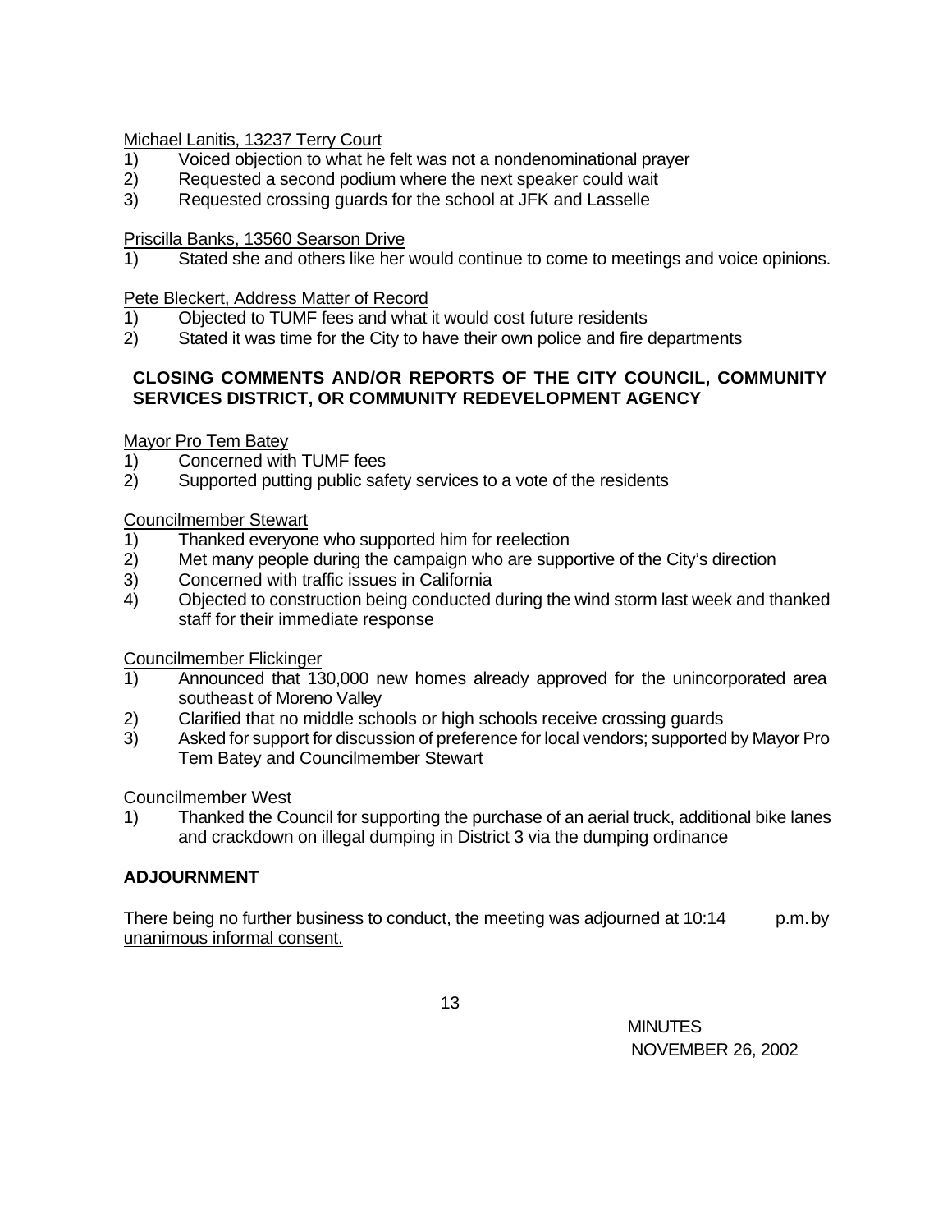Michael Lanitis, 13237 Terry Court

1) Voiced objection to what he felt was not a nondenominational prayer
2) Requested a second podium where the next speaker could wait
3) Requested crossing guards for the school at JFK and Lasselle

Priscilla Banks, 13560 Searson Drive

1) Stated she and others like her would continue to come to meetings and voice opinions.

Pete Bleckert, Address Matter of Record

1) Objected to TUMF fees and what it would cost future residents
2) Stated it was time for the City to have their own police and fire departments

**CLOSING COMMENTS AND/OR REPORTS OF THE CITY COUNCIL, COMMUNITY SERVICES DISTRICT, OR COMMUNITY REDEVELOPMENT AGENCY**

Mayor Pro Tem Batey

1) Concerned with TUMF fees
2) Supported putting public safety services to a vote of the residents

Councilmember Stewart

1) Thanked everyone who supported him for reelection
2) Met many people during the campaign who are supportive of the City's direction
3) Concerned with traffic issues in California
4) Objected to construction being conducted during the wind storm last week and thanked staff for their immediate response

Councilmember Flickinger

1) Announced that 130,000 new homes already approved for the unincorporated area southeast of Moreno Valley
2) Clarified that no middle schools or high schools receive crossing guards
3) Asked for support for discussion of preference for local vendors; supported by Mayor Pro Tem Batey and Councilmember Stewart

Councilmember West

1) Thanked the Council for supporting the purchase of an aerial truck, additional bike lanes and crackdown on illegal dumping in District 3 via the dumping ordinance

**ADJOURNMENT**

There being no further business to conduct, the meeting was adjourned at 10:14 p.m. by unanimous informal consent.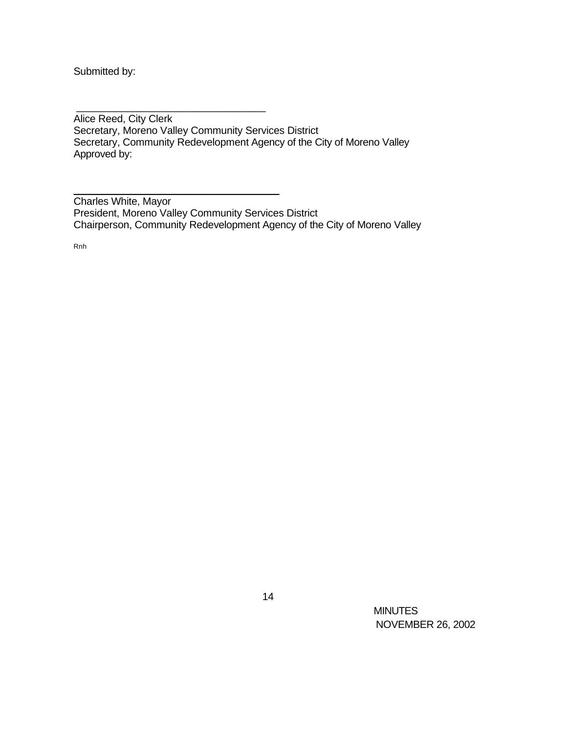Submitted by:

\_\_\_\_\_\_\_\_\_\_\_\_\_\_\_\_\_\_\_\_\_\_\_\_\_\_\_\_\_\_\_\_\_\_

Alice Reed, City Clerk
Secretary, Moreno Valley Community Services District
Secretary, Community Redevelopment Agency of the City of Moreno Valley
Approved by:

\_\_\_\_\_\_\_\_\_\_\_\_\_\_\_\_\_\_\_\_\_\_\_\_\_\_\_\_\_\_\_\_\_\_

Charles White, Mayor
President, Moreno Valley Community Services District
Chairperson, Community Redevelopment Agency of the City of Moreno Valley

Rnh